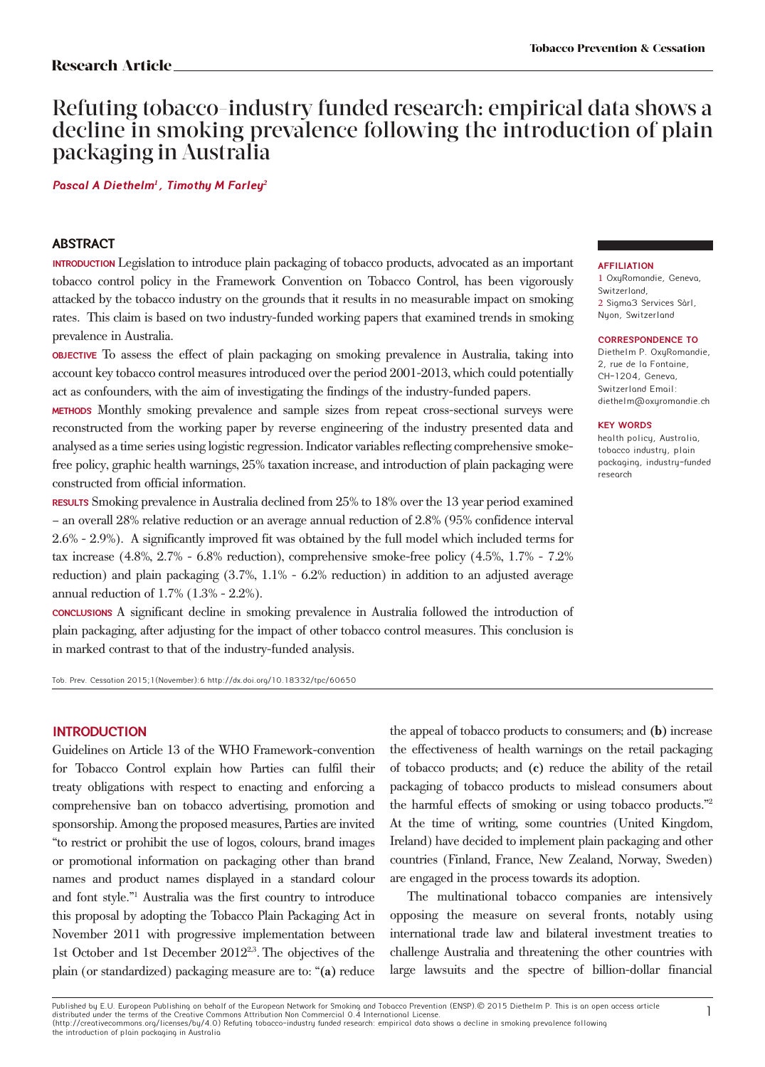# Refuting tobacco-industry funded research: empirical data shows a decline in smoking prevalence following the introduction of plain packaging in Australia

*Pascal A Diethelm[1], Timothy M Farley[2]*

## ABSTRACT

**INTRODUCTION** Legislation to introduce plain packaging of tobacco products, advocated as an important tobacco control policy in the Framework Convention on Tobacco Control, has been vigorously attacked by the tobacco industry on the grounds that it results in no measurable impact on smoking rates. This claim is based on two industry-funded working papers that examined trends in smoking prevalence in Australia.

**OBJECTIVE** To assess the effect of plain packaging on smoking prevalence in Australia, taking into account key tobacco control measures introduced over the period 2001-2013, which could potentially act as confounders, with the aim of investigating the findings of the industry-funded papers.

**METHODS** Monthly smoking prevalence and sample sizes from repeat cross-sectional surveys were reconstructed from the working paper by reverse engineering of the industry presented data and analysed as a time series using logistic regression. Indicator variables reflecting comprehensive smoke-free policy, graphic health warnings, 25% taxation increase, and introduction of plain packaging were constructed from official information.

**RESULTS** Smoking prevalence in Australia declined from 25% to 18% over the 13 year period examined – an overall 28% relative reduction or an average annual reduction of 2.8% (95% confidence interval 2.6% - 2.9%). A significantly improved fit was obtained by the full model which included terms for tax increase (4.8%, 2.7% - 6.8% reduction), comprehensive smoke-free policy (4.5%, 1.7% - 7.2% reduction) and plain packaging (3.7%, 1.1% - 6.2% reduction) in addition to an adjusted average annual reduction of 1.7% (1.3% - 2.2%).

**CONCLUSIONS** A significant decline in smoking prevalence in Australia followed the introduction of plain packaging, after adjusting for the impact of other tobacco control measures. This conclusion is in marked contrast to that of the industry-funded analysis.

**AFFILIATION**
1 OxyRomandie, Geneva, Switzerland,
2 Sigma3 Services Sàrl, Nyon, Switzerland

**CORRESPONDENCE TO**
Diethelm P. OxyRomandie, 2, rue de la Fontaine, CH-1204, Geneva, Switzerland Email: diethelm@oxyromandie.ch

**KEY WORDS**
health policy, Australia, tobacco industry, plain packaging, industry-funded research

Tob. Prev. Cessation 2015;1(November):6 http://dx.doi.org/10.18332/tpc/60650

## INTRODUCTION

Guidelines on Article 13 of the WHO Framework-convention for Tobacco Control explain how Parties can fulfil their treaty obligations with respect to enacting and enforcing a comprehensive ban on tobacco advertising, promotion and sponsorship. Among the proposed measures, Parties are invited "to restrict or prohibit the use of logos, colours, brand images or promotional information on packaging other than brand names and product names displayed in a standard colour and font style."[1] Australia was the first country to introduce this proposal by adopting the Tobacco Plain Packaging Act in November 2011 with progressive implementation between 1st October and 1st December 2012[2,3]. The objectives of the plain (or standardized) packaging measure are to: "**(a)** reduce the appeal of tobacco products to consumers; and **(b)** increase the effectiveness of health warnings on the retail packaging of tobacco products; and **(c)** reduce the ability of the retail packaging of tobacco products to mislead consumers about the harmful effects of smoking or using tobacco products."[2] At the time of writing, some countries (United Kingdom, Ireland) have decided to implement plain packaging and other countries (Finland, France, New Zealand, Norway, Sweden) are engaged in the process towards its adoption.

The multinational tobacco companies are intensively opposing the measure on several fronts, notably using international trade law and bilateral investment treaties to challenge Australia and threatening the other countries with large lawsuits and the spectre of billion-dollar financial

Published by E.U. European Publishing on behalf of the European Network for Smoking and Tobacco Prevention (ENSP).© 2015 Diethelm P. This is an open access article distributed under the terms of the Creative Commons Attribution Non Commercial 0.4 International License. (http://creativecommons.org/licenses/by/4.0) Refuting tobacco-industry funded research: empirical data shows a decline in smoking prevalence following the introduction of plain packaging in Australia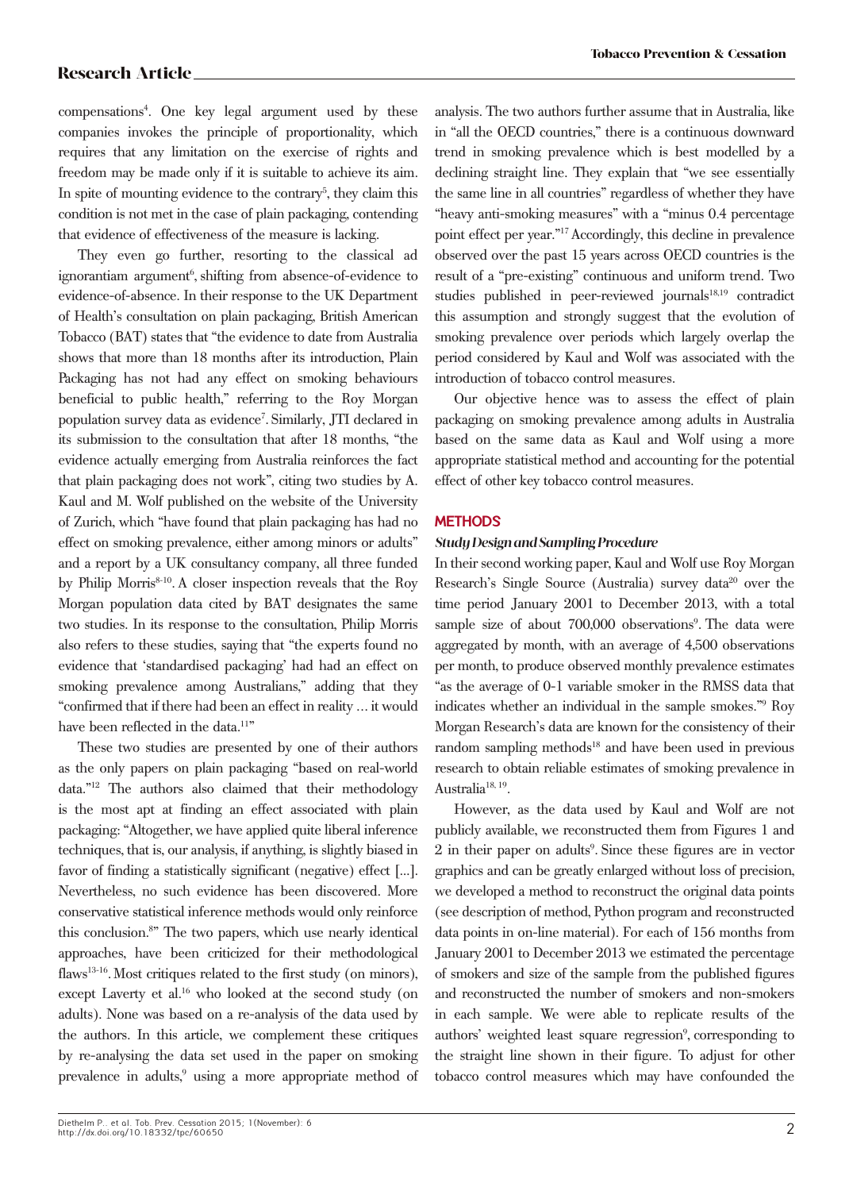compensations[4]. One key legal argument used by these companies invokes the principle of proportionality, which requires that any limitation on the exercise of rights and freedom may be made only if it is suitable to achieve its aim. In spite of mounting evidence to the contrary[5], they claim this condition is not met in the case of plain packaging, contending that evidence of effectiveness of the measure is lacking.

They even go further, resorting to the classical ad ignorantiam argument[6], shifting from absence-of-evidence to evidence-of-absence. In their response to the UK Department of Health's consultation on plain packaging, British American Tobacco (BAT) states that "the evidence to date from Australia shows that more than 18 months after its introduction, Plain Packaging has not had any effect on smoking behaviours beneficial to public health," referring to the Roy Morgan population survey data as evidence[7]. Similarly, JTI declared in its submission to the consultation that after 18 months, "the evidence actually emerging from Australia reinforces the fact that plain packaging does not work", citing two studies by A. Kaul and M. Wolf published on the website of the University of Zurich, which "have found that plain packaging has had no effect on smoking prevalence, either among minors or adults" and a report by a UK consultancy company, all three funded by Philip Morris[8-10]. A closer inspection reveals that the Roy Morgan population data cited by BAT designates the same two studies. In its response to the consultation, Philip Morris also refers to these studies, saying that "the experts found no evidence that 'standardised packaging' had had an effect on smoking prevalence among Australians," adding that they "confirmed that if there had been an effect in reality ... it would have been reflected in the data.[11]"

These two studies are presented by one of their authors as the only papers on plain packaging "based on real-world data."[12] The authors also claimed that their methodology is the most apt at finding an effect associated with plain packaging: "Altogether, we have applied quite liberal inference techniques, that is, our analysis, if anything, is slightly biased in favor of finding a statistically significant (negative) effect [...]. Nevertheless, no such evidence has been discovered. More conservative statistical inference methods would only reinforce this conclusion.[8]" The two papers, which use nearly identical approaches, have been criticized for their methodological flaws[13-16]. Most critiques related to the first study (on minors), except Laverty et al.[16] who looked at the second study (on adults). None was based on a re-analysis of the data used by the authors. In this article, we complement these critiques by re-analysing the data set used in the paper on smoking prevalence in adults,[9] using a more appropriate method of analysis. The two authors further assume that in Australia, like in "all the OECD countries," there is a continuous downward trend in smoking prevalence which is best modelled by a declining straight line. They explain that "we see essentially the same line in all countries" regardless of whether they have "heavy anti-smoking measures" with a "minus 0.4 percentage point effect per year."[17] Accordingly, this decline in prevalence observed over the past 15 years across OECD countries is the result of a "pre-existing" continuous and uniform trend. Two studies published in peer-reviewed journals[18,19] contradict this assumption and strongly suggest that the evolution of smoking prevalence over periods which largely overlap the period considered by Kaul and Wolf was associated with the introduction of tobacco control measures.

Our objective hence was to assess the effect of plain packaging on smoking prevalence among adults in Australia based on the same data as Kaul and Wolf using a more appropriate statistical method and accounting for the potential effect of other key tobacco control measures.

## METHODS

### *Study Design and Sampling Procedure*

In their second working paper, Kaul and Wolf use Roy Morgan Research's Single Source (Australia) survey data[20] over the time period January 2001 to December 2013, with a total sample size of about 700,000 observations[9]. The data were aggregated by month, with an average of 4,500 observations per month, to produce observed monthly prevalence estimates "as the average of 0-1 variable smoker in the RMSS data that indicates whether an individual in the sample smokes."[9] Roy Morgan Research's data are known for the consistency of their random sampling methods[18] and have been used in previous research to obtain reliable estimates of smoking prevalence in Australia[18, 19].

However, as the data used by Kaul and Wolf are not publicly available, we reconstructed them from Figures 1 and 2 in their paper on adults[9]. Since these figures are in vector graphics and can be greatly enlarged without loss of precision, we developed a method to reconstruct the original data points (see description of method, Python program and reconstructed data points in on-line material). For each of 156 months from January 2001 to December 2013 we estimated the percentage of smokers and size of the sample from the published figures and reconstructed the number of smokers and non-smokers in each sample. We were able to replicate results of the authors' weighted least square regression[9], corresponding to the straight line shown in their figure. To adjust for other tobacco control measures which may have confounded the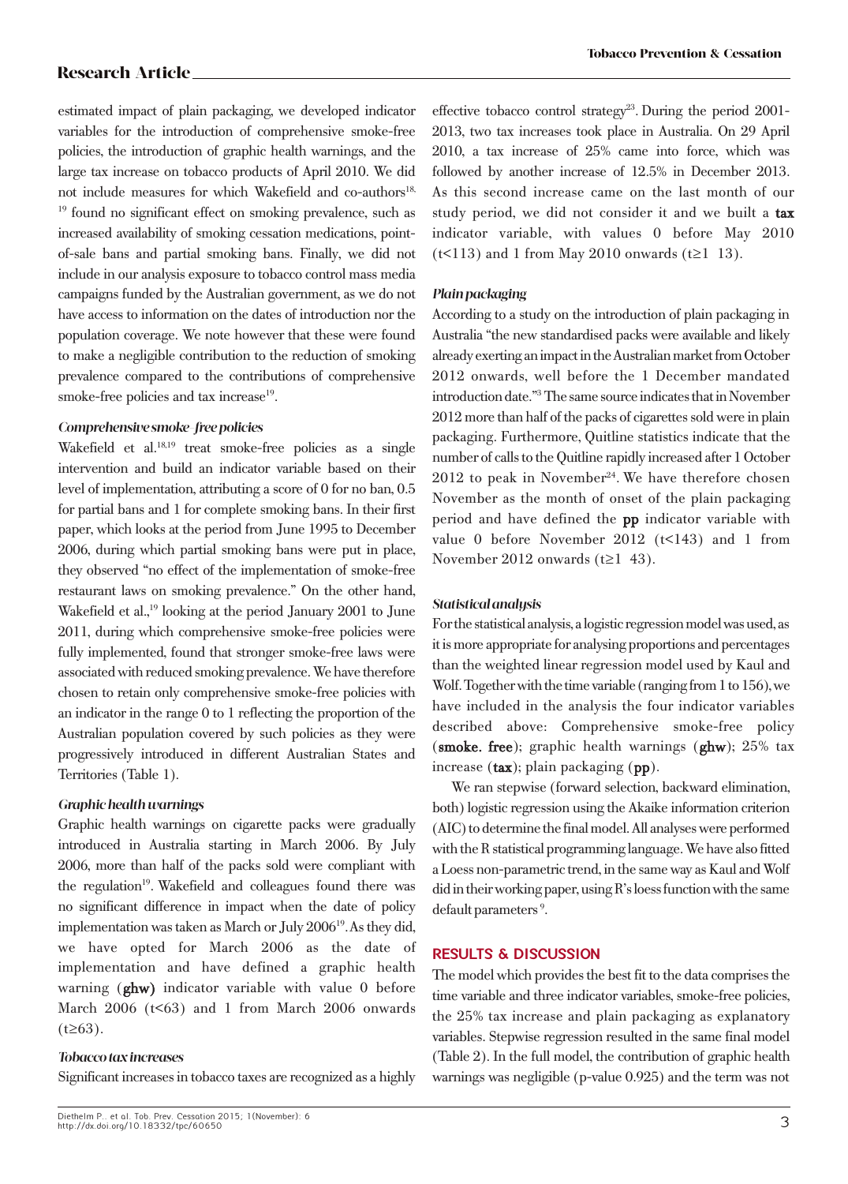estimated impact of plain packaging, we developed indicator variables for the introduction of comprehensive smoke-free policies, the introduction of graphic health warnings, and the large tax increase on tobacco products of April 2010. We did not include measures for which Wakefield and co-authors[18, 19] found no significant effect on smoking prevalence, such as increased availability of smoking cessation medications, point-of-sale bans and partial smoking bans. Finally, we did not include in our analysis exposure to tobacco control mass media campaigns funded by the Australian government, as we do not have access to information on the dates of introduction nor the population coverage. We note however that these were found to make a negligible contribution to the reduction of smoking prevalence compared to the contributions of comprehensive smoke-free policies and tax increase[19].

### *Comprehensive smoke-free policies*

Wakefield et al.[18,19] treat smoke-free policies as a single intervention and build an indicator variable based on their level of implementation, attributing a score of 0 for no ban, 0.5 for partial bans and 1 for complete smoking bans. In their first paper, which looks at the period from June 1995 to December 2006, during which partial smoking bans were put in place, they observed "no effect of the implementation of smoke-free restaurant laws on smoking prevalence." On the other hand, Wakefield et al.,[19] looking at the period January 2001 to June 2011, during which comprehensive smoke-free policies were fully implemented, found that stronger smoke-free laws were associated with reduced smoking prevalence. We have therefore chosen to retain only comprehensive smoke-free policies with an indicator in the range 0 to 1 reflecting the proportion of the Australian population covered by such policies as they were progressively introduced in different Australian States and Territories (Table 1).

### *Graphic health warnings*

Graphic health warnings on cigarette packs were gradually introduced in Australia starting in March 2006. By July 2006, more than half of the packs sold were compliant with the regulation[19]. Wakefield and colleagues found there was no significant difference in impact when the date of policy implementation was taken as March or July 2006[19]. As they did, we have opted for March 2006 as the date of implementation and have defined a graphic health warning (**ghw**) indicator variable with value 0 before March 2006 ($t<63$) and 1 from March 2006 onwards ($t\geq63$).

### *Tobacco tax increases*

Significant increases in tobacco taxes are recognized as a highly effective tobacco control strategy[23]. During the period 2001-2013, two tax increases took place in Australia. On 29 April 2010, a tax increase of 25% came into force, which was followed by another increase of 12.5% in December 2013. As this second increase came on the last month of our study period, we did not consider it and we built a **tax** indicator variable, with values 0 before May 2010 ($t<113$) and 1 from May 2010 onwards ($t\geq1$ 13).

### *Plain packaging*

According to a study on the introduction of plain packaging in Australia "the new standardised packs were available and likely already exerting an impact in the Australian market from October 2012 onwards, well before the 1 December mandated introduction date."[3] The same source indicates that in November 2012 more than half of the packs of cigarettes sold were in plain packaging. Furthermore, Quitline statistics indicate that the number of calls to the Quitline rapidly increased after 1 October 2012 to peak in November[24]. We have therefore chosen November as the month of onset of the plain packaging period and have defined the **pp** indicator variable with value 0 before November 2012 ($t<143$) and 1 from November 2012 onwards ($t\geq1$ 43).

### *Statistical analysis*

For the statistical analysis, a logistic regression model was used, as it is more appropriate for analysing proportions and percentages than the weighted linear regression model used by Kaul and Wolf. Together with the time variable (ranging from 1 to 156), we have included in the analysis the four indicator variables described above: Comprehensive smoke-free policy (**smoke. free**); graphic health warnings (**ghw**); 25% tax increase (**tax**); plain packaging (**pp**).

We ran stepwise (forward selection, backward elimination, both) logistic regression using the Akaike information criterion (AIC) to determine the final model. All analyses were performed with the R statistical programming language. We have also fitted a Loess non-parametric trend, in the same way as Kaul and Wolf did in their working paper, using R's loess function with the same default parameters[9].

## RESULTS & DISCUSSION

The model which provides the best fit to the data comprises the time variable and three indicator variables, smoke-free policies, the 25% tax increase and plain packaging as explanatory variables. Stepwise regression resulted in the same final model (Table 2). In the full model, the contribution of graphic health warnings was negligible (p-value 0.925) and the term was not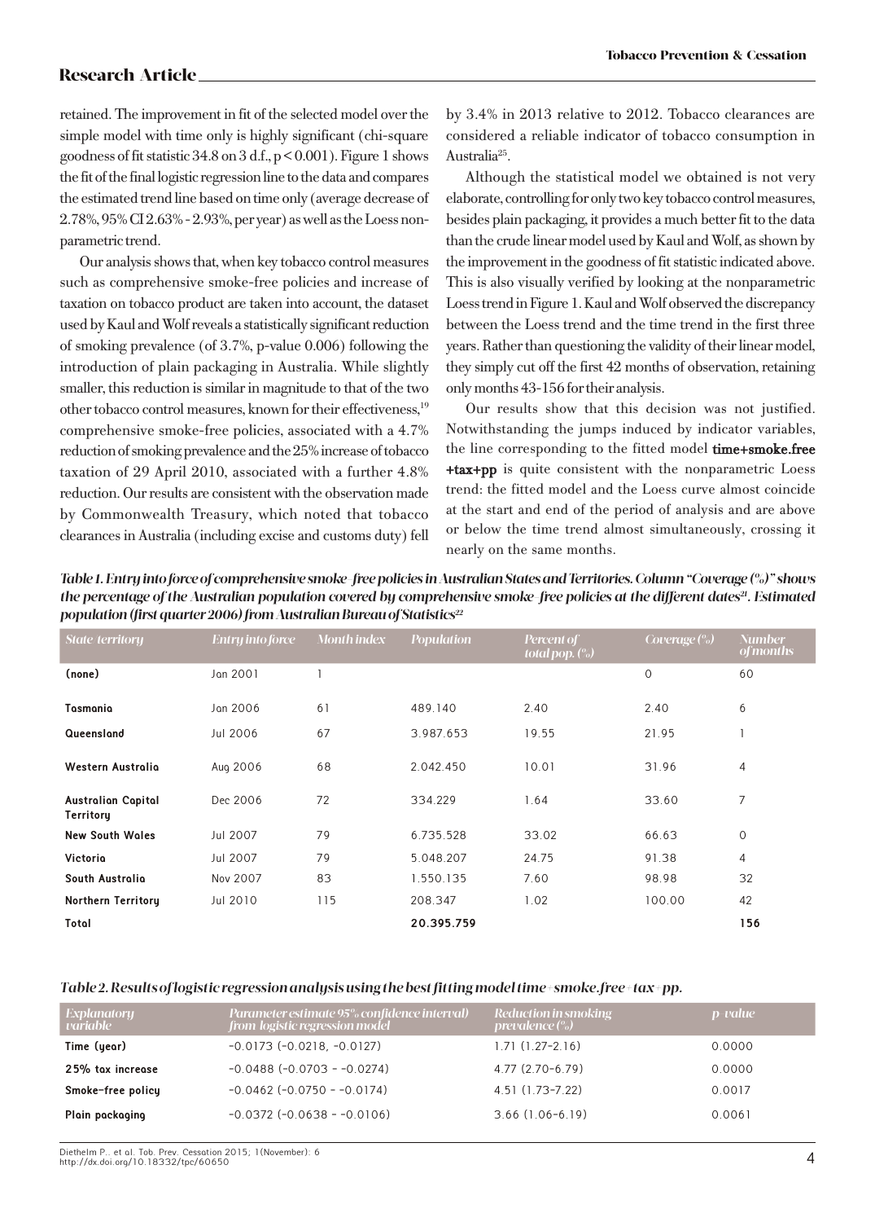retained. The improvement in fit of the selected model over the simple model with time only is highly significant (chi-square goodness of fit statistic 34.8 on 3 d.f., $p < 0.001$). Figure 1 shows the fit of the final logistic regression line to the data and compares the estimated trend line based on time only (average decrease of 2.78%, 95% CI 2.63% - 2.93%, per year) as well as the Loess non-parametric trend.

Our analysis shows that, when key tobacco control measures such as comprehensive smoke-free policies and increase of taxation on tobacco product are taken into account, the dataset used by Kaul and Wolf reveals a statistically significant reduction of smoking prevalence (of 3.7%, p-value 0.006) following the introduction of plain packaging in Australia. While slightly smaller, this reduction is similar in magnitude to that of the two other tobacco control measures, known for their effectiveness,[19] comprehensive smoke-free policies, associated with a 4.7% reduction of smoking prevalence and the 25% increase of tobacco taxation of 29 April 2010, associated with a further 4.8% reduction. Our results are consistent with the observation made by Commonwealth Treasury, which noted that tobacco clearances in Australia (including excise and customs duty) fell by 3.4% in 2013 relative to 2012. Tobacco clearances are considered a reliable indicator of tobacco consumption in Australia[25].

Although the statistical model we obtained is not very elaborate, controlling for only two key tobacco control measures, besides plain packaging, it provides a much better fit to the data than the crude linear model used by Kaul and Wolf, as shown by the improvement in the goodness of fit statistic indicated above. This is also visually verified by looking at the nonparametric Loess trend in Figure 1. Kaul and Wolf observed the discrepancy between the Loess trend and the time trend in the first three years. Rather than questioning the validity of their linear model, they simply cut off the first 42 months of observation, retaining only months 43-156 for their analysis.

Our results show that this decision was not justified. Notwithstanding the jumps induced by indicator variables, the line corresponding to the fitted model **time+smoke.free +tax+pp** is quite consistent with the nonparametric Loess trend: the fitted model and the Loess curve almost coincide at the start and end of the period of analysis and are above or below the time trend almost simultaneously, crossing it nearly on the same months.

*Table 1. Entry into force of comprehensive smoke-free policies in Australian States and Territories. Column "Coverage (%)" shows the percentage of the Australian population covered by comprehensive smoke-free policies at the different dates[21]. Estimated population (first quarter 2006) from Australian Bureau of Statistics[22]*

| State-territory | Entry into force | Month index | Population | Percent of total pop. (%) | Coverage (%) | Number of months |
|---|---|---|---|---|---|---|
| (none) | Jan 2001 | 1 | | | 0 | 60 |
| Tasmania | Jan 2006 | 61 | 489.140 | 2.40 | 2.40 | 6 |
| Queensland | Jul 2006 | 67 | 3.987.653 | 19.55 | 21.95 | 1 |
| Western Australia | Aug 2006 | 68 | 2.042.450 | 10.01 | 31.96 | 4 |
| Australian Capital Territory | Dec 2006 | 72 | 334.229 | 1.64 | 33.60 | 7 |
| New South Wales | Jul 2007 | 79 | 6.735.528 | 33.02 | 66.63 | 0 |
| Victoria | Jul 2007 | 79 | 5.048.207 | 24.75 | 91.38 | 4 |
| South Australia | Nov 2007 | 83 | 1.550.135 | 7.60 | 98.98 | 32 |
| Northern Territory | Jul 2010 | 115 | 208.347 | 1.02 | 100.00 | 42 |
| Total | | | 20.395.759 | | | 156 |

*Table 2. Results of logistic regression analysis using the best fitting model time+smoke.free+tax+pp.*

| Explanatory variable | Parameter estimate 95% confidence interval) from logistic regression model | Reduction in smoking prevalence (%) | p-value |
|---|---|---|---|
| Time (year) | -0.0173 (-0.0218, -0.0127) | 1.71 (1.27-2.16) | 0.0000 |
| 25% tax increase | -0.0488 (-0.0703 - -0.0274) | 4.77 (2.70-6.79) | 0.0000 |
| Smoke-free policy | -0.0462 (-0.0750 - -0.0174) | 4.51 (1.73-7.22) | 0.0017 |
| Plain packaging | -0.0372 (-0.0638 - -0.0106) | 3.66 (1.06-6.19) | 0.0061 |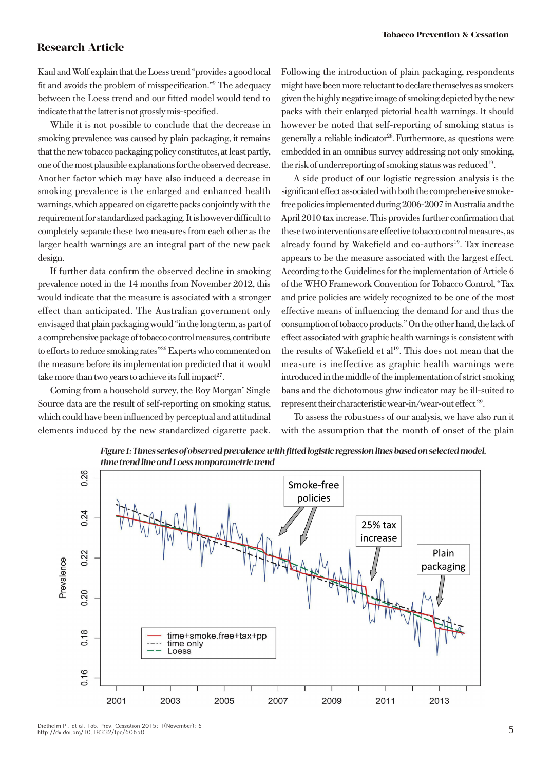Kaul and Wolf explain that the Loess trend "provides a good local fit and avoids the problem of misspecification."[9] The adequacy between the Loess trend and our fitted model would tend to indicate that the latter is not grossly mis-specified.

While it is not possible to conclude that the decrease in smoking prevalence was caused by plain packaging, it remains that the new tobacco packaging policy constitutes, at least partly, one of the most plausible explanations for the observed decrease. Another factor which may have also induced a decrease in smoking prevalence is the enlarged and enhanced health warnings, which appeared on cigarette packs conjointly with the requirement for standardized packaging. It is however difficult to completely separate these two measures from each other as the larger health warnings are an integral part of the new pack design.

If further data confirm the observed decline in smoking prevalence noted in the 14 months from November 2012, this would indicate that the measure is associated with a stronger effect than anticipated. The Australian government only envisaged that plain packaging would "in the long term, as part of a comprehensive package of tobacco control measures, contribute to efforts to reduce smoking rates"[26] Experts who commented on the measure before its implementation predicted that it would take more than two years to achieve its full impact[27].

Coming from a household survey, the Roy Morgan' Single Source data are the result of self-reporting on smoking status, which could have been influenced by perceptual and attitudinal elements induced by the new standardized cigarette pack. Following the introduction of plain packaging, respondents might have been more reluctant to declare themselves as smokers given the highly negative image of smoking depicted by the new packs with their enlarged pictorial health warnings. It should however be noted that self-reporting of smoking status is generally a reliable indicator[28]. Furthermore, as questions were embedded in an omnibus survey addressing not only smoking, the risk of underreporting of smoking status was reduced[19].

A side product of our logistic regression analysis is the significant effect associated with both the comprehensive smoke-free policies implemented during 2006-2007 in Australia and the April 2010 tax increase. This provides further confirmation that these two interventions are effective tobacco control measures, as already found by Wakefield and co-authors[19]. Tax increase appears to be the measure associated with the largest effect. According to the Guidelines for the implementation of Article 6 of the WHO Framework Convention for Tobacco Control, "Tax and price policies are widely recognized to be one of the most effective means of influencing the demand for and thus the consumption of tobacco products." On the other hand, the lack of effect associated with graphic health warnings is consistent with the results of Wakefield et al[19]. This does not mean that the measure is ineffective as graphic health warnings were introduced in the middle of the implementation of strict smoking bans and the dichotomous ghw indicator may be ill-suited to represent their characteristic wear-in/wear-out effect[29].

To assess the robustness of our analysis, we have also run it with the assumption that the month of onset of the plain

*Figure 1: Times series of observed prevalence with fitted logistic regression lines based on selected model, time trend line and Loess nonparametric trend*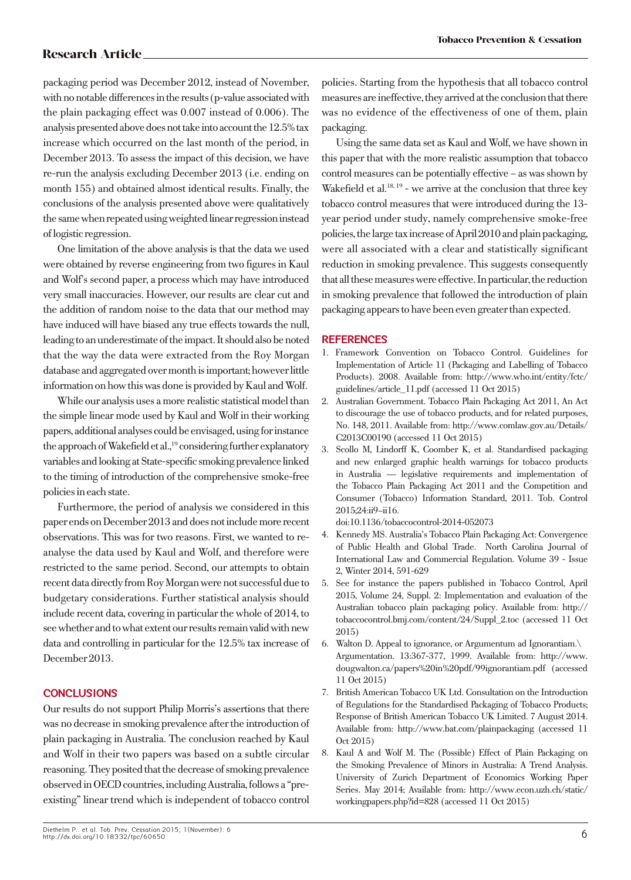packaging period was December 2012, instead of November, with no notable differences in the results (p-value associated with the plain packaging effect was 0.007 instead of 0.006). The analysis presented above does not take into account the 12.5% tax increase which occurred on the last month of the period, in December 2013. To assess the impact of this decision, we have re-run the analysis excluding December 2013 (i.e. ending on month 155) and obtained almost identical results. Finally, the conclusions of the analysis presented above were qualitatively the same when repeated using weighted linear regression instead of logistic regression.

One limitation of the above analysis is that the data we used were obtained by reverse engineering from two figures in Kaul and Wolf's second paper, a process which may have introduced very small inaccuracies. However, our results are clear cut and the addition of random noise to the data that our method may have induced will have biased any true effects towards the null, leading to an underestimate of the impact. It should also be noted that the way the data were extracted from the Roy Morgan database and aggregated over month is important; however little information on how this was done is provided by Kaul and Wolf.

While our analysis uses a more realistic statistical model than the simple linear mode used by Kaul and Wolf in their working papers, additional analyses could be envisaged, using for instance the approach of Wakefield et al.,[19] considering further explanatory variables and looking at State-specific smoking prevalence linked to the timing of introduction of the comprehensive smoke-free policies in each state.

Furthermore, the period of analysis we considered in this paper ends on December 2013 and does not include more recent observations. This was for two reasons. First, we wanted to re-analyse the data used by Kaul and Wolf, and therefore were restricted to the same period. Second, our attempts to obtain recent data directly from Roy Morgan were not successful due to budgetary considerations. Further statistical analysis should include recent data, covering in particular the whole of 2014, to see whether and to what extent our results remain valid with new data and controlling in particular for the 12.5% tax increase of December 2013.

## CONCLUSIONS

Our results do not support Philip Morris's assertions that there was no decrease in smoking prevalence after the introduction of plain packaging in Australia. The conclusion reached by Kaul and Wolf in their two papers was based on a subtle circular reasoning. They posited that the decrease of smoking prevalence observed in OECD countries, including Australia, follows a "pre-existing" linear trend which is independent of tobacco control policies. Starting from the hypothesis that all tobacco control measures are ineffective, they arrived at the conclusion that there was no evidence of the effectiveness of one of them, plain packaging.

Using the same data set as Kaul and Wolf, we have shown in this paper that with the more realistic assumption that tobacco control measures can be potentially effective – as was shown by Wakefield et al.[18, 19] - we arrive at the conclusion that three key tobacco control measures that were introduced during the 13-year period under study, namely comprehensive smoke-free policies, the large tax increase of April 2010 and plain packaging, were all associated with a clear and statistically significant reduction in smoking prevalence. This suggests consequently that all these measures were effective. In particular, the reduction in smoking prevalence that followed the introduction of plain packaging appears to have been even greater than expected.

## REFERENCES

1. Framework Convention on Tobacco Control. Guidelines for Implementation of Article 11 (Packaging and Labelling of Tobacco Products). 2008. Available from: http://www.who.int/entity/fctc/guidelines/article_11.pdf (accessed 11 Oct 2015)
2. Australian Government. Tobacco Plain Packaging Act 2011, An Act to discourage the use of tobacco products, and for related purposes, No. 148, 2011. Available from: http://www.comlaw.gov.au/Details/C2013C00190 (accessed 11 Oct 2015)
3. Scollo M, Lindorff K, Coomber K, et al. Standardised packaging and new enlarged graphic health warnings for tobacco products in Australia — legislative requirements and implementation of the Tobacco Plain Packaging Act 2011 and the Competition and Consumer (Tobacco) Information Standard, 2011. Tob. Control 2015;24:ii9–ii16. doi:10.1136/tobaccocontrol-2014-052073
4. Kennedy MS. Australia's Tobacco Plain Packaging Act: Convergence of Public Health and Global Trade. North Carolina Journal of International Law and Commercial Regulation. Volume 39 - Issue 2, Winter 2014, 591-629
5. See for instance the papers published in Tobacco Control, April 2015, Volume 24, Suppl. 2: Implementation and evaluation of the Australian tobacco plain packaging policy. Available from: http://tobaccocontrol.bmj.com/content/24/Suppl_2.toc (accessed 11 Oct 2015)
6. Walton D. Appeal to ignorance, or Argumentum ad Ignorantiam.\ Argumentation. 13:367-377, 1999. Available from: http://www.dougwalton.ca/papers%20in%20pdf/99ignorantiam.pdf (accessed 11 Oct 2015)
7. British American Tobacco UK Ltd. Consultation on the Introduction of Regulations for the Standardised Packaging of Tobacco Products; Response of British American Tobacco UK Limited. 7 August 2014. Available from: http://www.bat.com/plainpackaging (accessed 11 Oct 2015)
8. Kaul A and Wolf M. The (Possible) Effect of Plain Packaging on the Smoking Prevalence of Minors in Australia: A Trend Analysis. University of Zurich Department of Economics Working Paper Series. May 2014; Available from: http://www.econ.uzh.ch/static/workingpapers.php?id=828 (accessed 11 Oct 2015)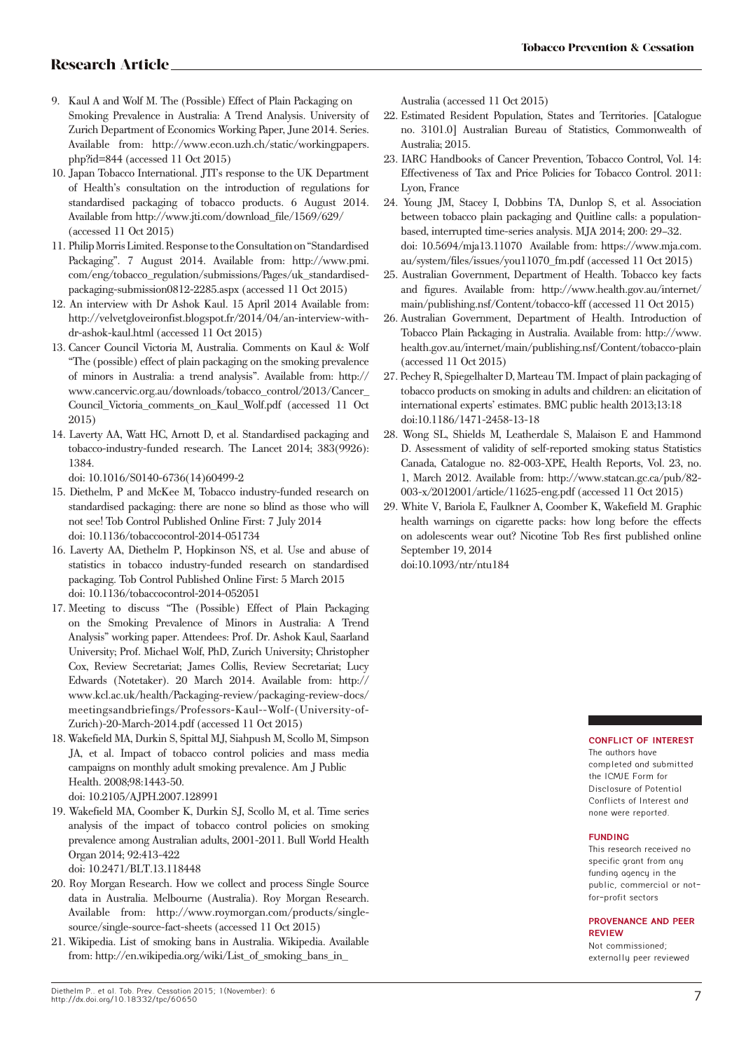9. Kaul A and Wolf M. The (Possible) Effect of Plain Packaging on Smoking Prevalence in Australia: A Trend Analysis. University of Zurich Department of Economics Working Paper, June 2014. Series. Available from: http://www.econ.uzh.ch/static/workingpapers.php?id=844 (accessed 11 Oct 2015)
10. Japan Tobacco International. JTI's response to the UK Department of Health's consultation on the introduction of regulations for standardised packaging of tobacco products. 6 August 2014. Available from http://www.jti.com/download_file/1569/629/ (accessed 11 Oct 2015)
11. Philip Morris Limited. Response to the Consultation on "Standardised Packaging". 7 August 2014. Available from: http://www.pmi.com/eng/tobacco_regulation/submissions/Pages/uk_standardised-packaging-submission0812-2285.aspx (accessed 11 Oct 2015)
12. An interview with Dr Ashok Kaul. 15 April 2014 Available from: http://velvetgloveironfist.blogspot.fr/2014/04/an-interview-with-dr-ashok-kaul.html (accessed 11 Oct 2015)
13. Cancer Council Victoria M, Australia. Comments on Kaul & Wolf "The (possible) effect of plain packaging on the smoking prevalence of minors in Australia: a trend analysis". Available from: http://www.cancervic.org.au/downloads/tobacco_control/2013/Cancer_Council_Victoria_comments_on_Kaul_Wolf.pdf (accessed 11 Oct 2015)
14. Laverty AA, Watt HC, Arnott D, et al. Standardised packaging and tobacco-industry-funded research. The Lancet 2014; 383(9926): 1384. doi: 10.1016/S0140-6736(14)60499-2
15. Diethelm, P and McKee M, Tobacco industry-funded research on standardised packaging: there are none so blind as those who will not see! Tob Control Published Online First: 7 July 2014 doi: 10.1136/tobaccocontrol-2014-051734
16. Laverty AA, Diethelm P, Hopkinson NS, et al. Use and abuse of statistics in tobacco industry-funded research on standardised packaging. Tob Control Published Online First: 5 March 2015 doi: 10.1136/tobaccocontrol-2014-052051
17. Meeting to discuss "The (Possible) Effect of Plain Packaging on the Smoking Prevalence of Minors in Australia: A Trend Analysis" working paper. Attendees: Prof. Dr. Ashok Kaul, Saarland University; Prof. Michael Wolf, PhD, Zurich University; Christopher Cox, Review Secretariat; James Collis, Review Secretariat; Lucy Edwards (Notetaker). 20 March 2014. Available from: http://www.kcl.ac.uk/health/Packaging-review/packaging-review-docs/meetingsandbriefings/Professors-Kaul--Wolf-(University-of-Zurich)-20-March-2014.pdf (accessed 11 Oct 2015)
18. Wakefield MA, Durkin S, Spittal MJ, Siahpush M, Scollo M, Simpson JA, et al. Impact of tobacco control policies and mass media campaigns on monthly adult smoking prevalence. Am J Public Health. 2008;98:1443-50. doi: 10.2105/AJPH.2007.128991
19. Wakefield MA, Coomber K, Durkin SJ, Scollo M, et al. Time series analysis of the impact of tobacco control policies on smoking prevalence among Australian adults, 2001-2011. Bull World Health Organ 2014; 92:413-422 doi: 10.2471/BLT.13.118448
20. Roy Morgan Research. How we collect and process Single Source data in Australia. Melbourne (Australia). Roy Morgan Research. Available from: http://www.roymorgan.com/products/single-source/single-source-fact-sheets (accessed 11 Oct 2015)
21. Wikipedia. List of smoking bans in Australia. Wikipedia. Available from: http://en.wikipedia.org/wiki/List_of_smoking_bans_in_Australia (accessed 11 Oct 2015)
22. Estimated Resident Population, States and Territories. [Catalogue no. 3101.0] Australian Bureau of Statistics, Commonwealth of Australia; 2015.
23. IARC Handbooks of Cancer Prevention, Tobacco Control, Vol. 14: Effectiveness of Tax and Price Policies for Tobacco Control. 2011: Lyon, France
24. Young JM, Stacey I, Dobbins TA, Dunlop S, et al. Association between tobacco plain packaging and Quitline calls: a population-based, interrupted time-series analysis. MJA 2014; 200: 29–32. doi: 10.5694/mja13.11070 Available from: https://www.mja.com.au/system/files/issues/you11070_fm.pdf (accessed 11 Oct 2015)
25. Australian Government, Department of Health. Tobacco key facts and figures. Available from: http://www.health.gov.au/internet/main/publishing.nsf/Content/tobacco-kff (accessed 11 Oct 2015)
26. Australian Government, Department of Health. Introduction of Tobacco Plain Packaging in Australia. Available from: http://www.health.gov.au/internet/main/publishing.nsf/Content/tobacco-plain (accessed 11 Oct 2015)
27. Pechey R, Spiegelhalter D, Marteau TM. Impact of plain packaging of tobacco products on smoking in adults and children: an elicitation of international experts' estimates. BMC public health 2013;13:18 doi:10.1186/1471-2458-13-18
28. Wong SL, Shields M, Leatherdale S, Malaison E and Hammond D. Assessment of validity of self-reported smoking status Statistics Canada, Catalogue no. 82-003-XPE, Health Reports, Vol. 23, no. 1, March 2012. Available from: http://www.statcan.gc.ca/pub/82-003-x/2012001/article/11625-eng.pdf (accessed 11 Oct 2015)
29. White V, Bariola E, Faulkner A, Coomber K, Wakefield M. Graphic health warnings on cigarette packs: how long before the effects on adolescents wear out? Nicotine Tob Res first published online September 19, 2014 doi:10.1093/ntr/ntu184

**CONFLICT OF INTEREST**

The authors have completed and submitted the ICMJE Form for Disclosure of Potential Conflicts of Interest and none were reported.

**FUNDING**

This research received no specific grant from any funding agency in the public, commercial or not-for-profit sectors

**PROVENANCE AND PEER REVIEW**

Not commissioned; externally peer reviewed